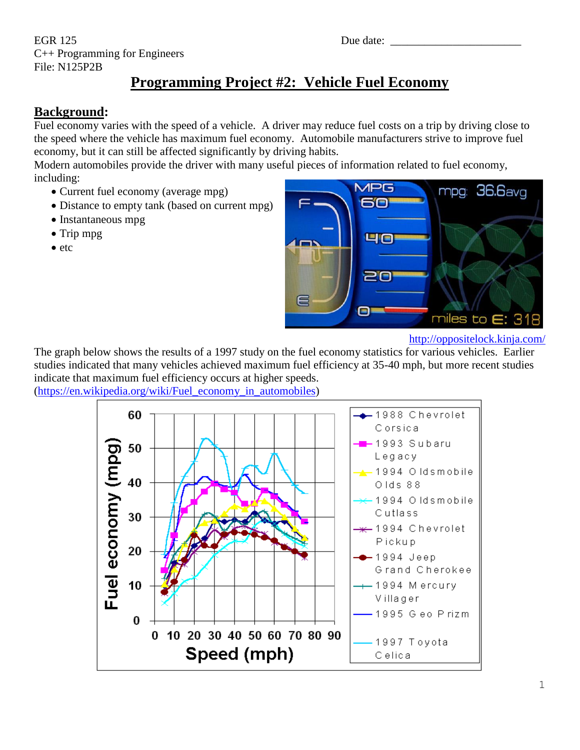EGR 125
C++ Programming for Engineers
File: N125P2B

Due date: _______________________

# Programming Project #2: Vehicle Fuel Economy

## Background:

Fuel economy varies with the speed of a vehicle. A driver may reduce fuel costs on a trip by driving close to the speed where the vehicle has maximum fuel economy. Automobile manufacturers strive to improve fuel economy, but it can still be affected significantly by driving habits.

Modern automobiles provide the driver with many useful pieces of information related to fuel economy, including:

- Current fuel economy (average mpg)
- Distance to empty tank (based on current mpg)
- Instantaneous mpg
- Trip mpg
- etc

http://oppositelock.kinja.com/

The graph below shows the results of a 1997 study on the fuel economy statistics for various vehicles. Earlier studies indicated that many vehicles achieved maximum fuel efficiency at 35-40 mph, but more recent studies indicate that maximum fuel efficiency occurs at higher speeds.
(https://en.wikipedia.org/wiki/Fuel_economy_in_automobiles)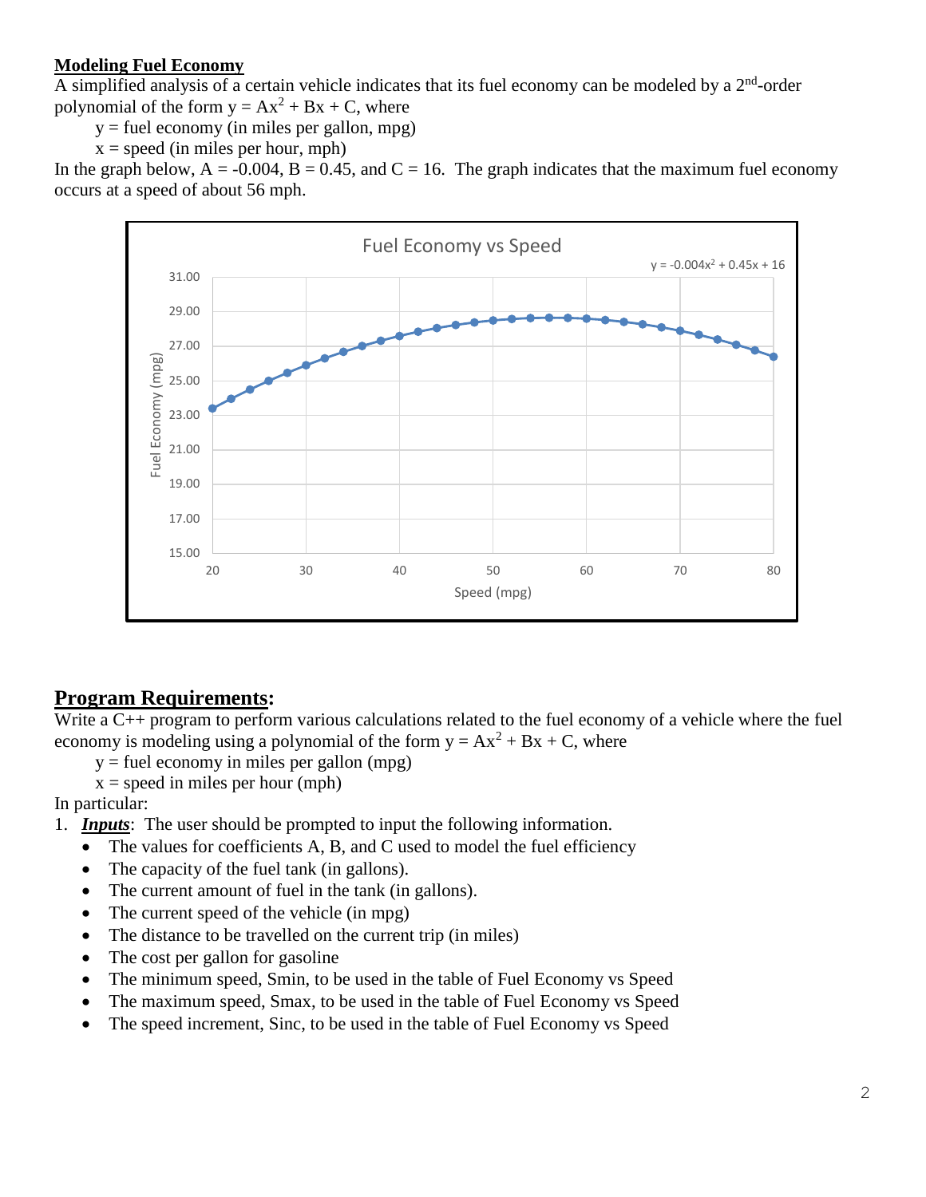## Modeling Fuel Economy

A simplified analysis of a certain vehicle indicates that its fuel economy can be modeled by a 2nd-order polynomial of the form $y = Ax^2 + Bx + C$, where

- y = fuel economy (in miles per gallon, mpg)
- x = speed (in miles per hour, mph)

In the graph below, $A = -0.004$, $B = 0.45$, and $C = 16$. The graph indicates that the maximum fuel economy occurs at a speed of about 56 mph.

## Program Requirements:

Write a C++ program to perform various calculations related to the fuel economy of a vehicle where the fuel economy is modeling using a polynomial of the form $y = Ax^2 + Bx + C$, where

- y = fuel economy in miles per gallon (mpg)
- x = speed in miles per hour (mph)

In particular:

1. ***Inputs***: The user should be prompted to input the following information.
   - The values for coefficients A, B, and C used to model the fuel efficiency
   - The capacity of the fuel tank (in gallons).
   - The current amount of fuel in the tank (in gallons).
   - The current speed of the vehicle (in mpg)
   - The distance to be travelled on the current trip (in miles)
   - The cost per gallon for gasoline
   - The minimum speed, Smin, to be used in the table of Fuel Economy vs Speed
   - The maximum speed, Smax, to be used in the table of Fuel Economy vs Speed
   - The speed increment, Sinc, to be used in the table of Fuel Economy vs Speed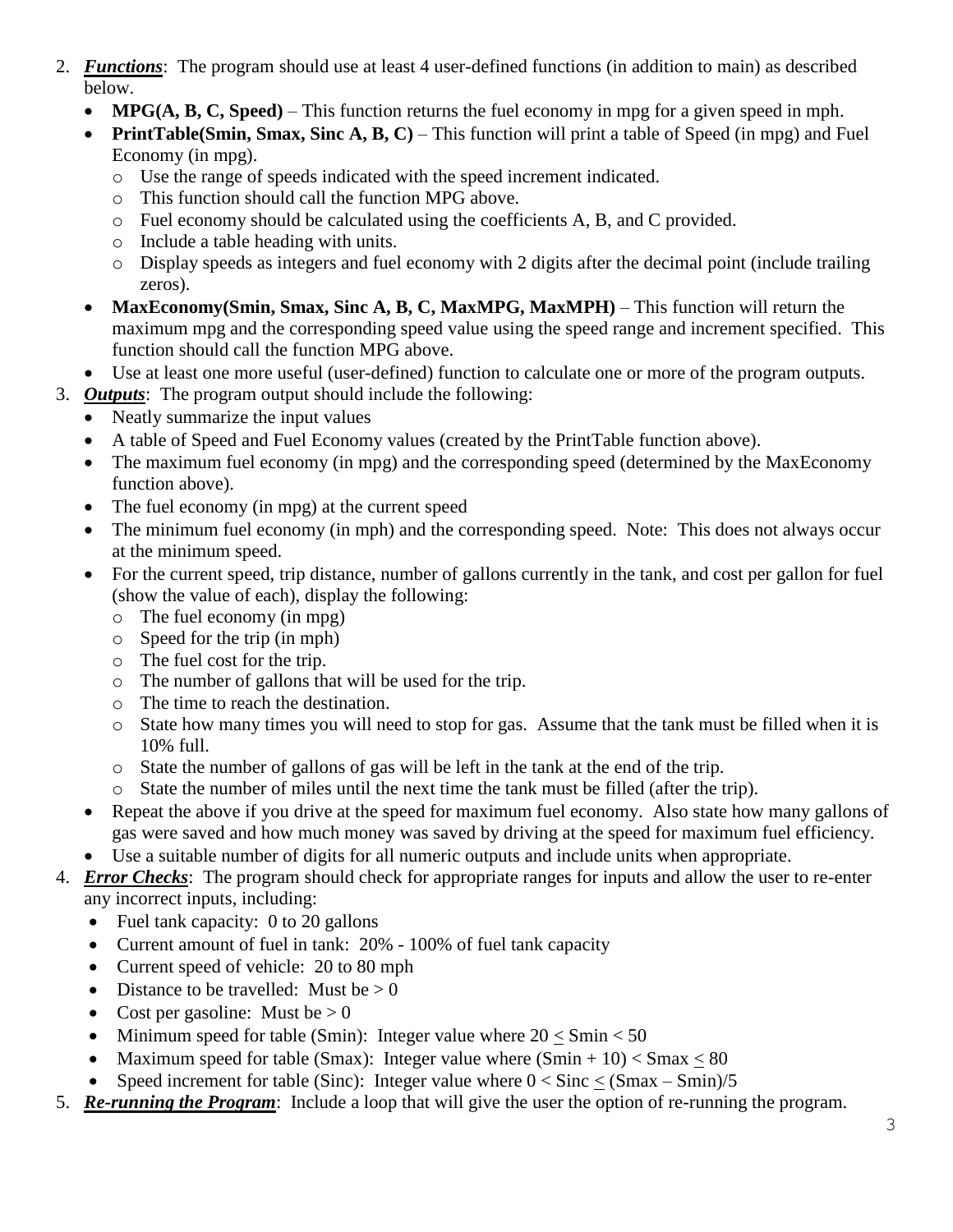2. ***Functions***: The program should use at least 4 user-defined functions (in addition to main) as described below.
   - **MPG(A, B, C, Speed)** – This function returns the fuel economy in mpg for a given speed in mph.
   - **PrintTable(Smin, Smax, Sinc A, B, C)** – This function will print a table of Speed (in mpg) and Fuel Economy (in mpg).
     - Use the range of speeds indicated with the speed increment indicated.
     - This function should call the function MPG above.
     - Fuel economy should be calculated using the coefficients A, B, and C provided.
     - Include a table heading with units.
     - Display speeds as integers and fuel economy with 2 digits after the decimal point (include trailing zeros).
   - **MaxEconomy(Smin, Smax, Sinc A, B, C, MaxMPG, MaxMPH)** – This function will return the maximum mpg and the corresponding speed value using the speed range and increment specified. This function should call the function MPG above.
   - Use at least one more useful (user-defined) function to calculate one or more of the program outputs.
3. ***Outputs***: The program output should include the following:
   - Neatly summarize the input values
   - A table of Speed and Fuel Economy values (created by the PrintTable function above).
   - The maximum fuel economy (in mpg) and the corresponding speed (determined by the MaxEconomy function above).
   - The fuel economy (in mpg) at the current speed
   - The minimum fuel economy (in mph) and the corresponding speed. Note: This does not always occur at the minimum speed.
   - For the current speed, trip distance, number of gallons currently in the tank, and cost per gallon for fuel (show the value of each), display the following:
     - The fuel economy (in mpg)
     - Speed for the trip (in mph)
     - The fuel cost for the trip.
     - The number of gallons that will be used for the trip.
     - The time to reach the destination.
     - State how many times you will need to stop for gas. Assume that the tank must be filled when it is 10% full.
     - State the number of gallons of gas will be left in the tank at the end of the trip.
     - State the number of miles until the next time the tank must be filled (after the trip).
   - Repeat the above if you drive at the speed for maximum fuel economy. Also state how many gallons of gas were saved and how much money was saved by driving at the speed for maximum fuel efficiency.
   - Use a suitable number of digits for all numeric outputs and include units when appropriate.
4. ***Error Checks***: The program should check for appropriate ranges for inputs and allow the user to re-enter any incorrect inputs, including:
   - Fuel tank capacity: 0 to 20 gallons
   - Current amount of fuel in tank: 20% - 100% of fuel tank capacity
   - Current speed of vehicle: 20 to 80 mph
   - Distance to be travelled: Must be $> 0$
   - Cost per gasoline: Must be $> 0$
   - Minimum speed for table (Smin): Integer value where $20 \leq \text{Smin} < 50$
   - Maximum speed for table (Smax): Integer value where $(\text{Smin} + 10) < \text{Smax} \leq 80$
   - Speed increment for table (Sinc): Integer value where $0 < \text{Sinc} \leq (\text{Smax} - \text{Smin})/5$
5. ***Re-running the Program***: Include a loop that will give the user the option of re-running the program.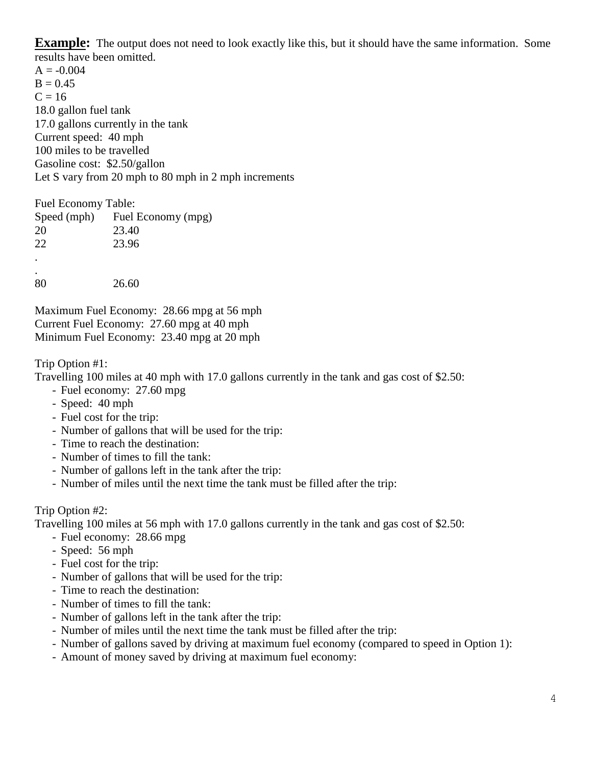**Example:** The output does not need to look exactly like this, but it should have the same information. Some results have been omitted.

A = -0.004
B = 0.45
C = 16
18.0 gallon fuel tank
17.0 gallons currently in the tank
Current speed: 40 mph
100 miles to be travelled
Gasoline cost: $2.50/gallon
Let S vary from 20 mph to 80 mph in 2 mph increments

Fuel Economy Table:

| Speed (mph) | Fuel Economy (mpg) |
|---|---|
| 20 | 23.40 |
| 22 | 23.96 |
| . | |
| . | |
| 80 | 26.60 |

Maximum Fuel Economy: 28.66 mpg at 56 mph
Current Fuel Economy: 27.60 mpg at 40 mph
Minimum Fuel Economy: 23.40 mpg at 20 mph

Trip Option #1:
Travelling 100 miles at 40 mph with 17.0 gallons currently in the tank and gas cost of $2.50:

- Fuel economy: 27.60 mpg
- Speed: 40 mph
- Fuel cost for the trip:
- Number of gallons that will be used for the trip:
- Time to reach the destination:
- Number of times to fill the tank:
- Number of gallons left in the tank after the trip:
- Number of miles until the next time the tank must be filled after the trip:

Trip Option #2:
Travelling 100 miles at 56 mph with 17.0 gallons currently in the tank and gas cost of $2.50:

- Fuel economy: 28.66 mpg
- Speed: 56 mph
- Fuel cost for the trip:
- Number of gallons that will be used for the trip:
- Time to reach the destination:
- Number of times to fill the tank:
- Number of gallons left in the tank after the trip:
- Number of miles until the next time the tank must be filled after the trip:
- Number of gallons saved by driving at maximum fuel economy (compared to speed in Option 1):
- Amount of money saved by driving at maximum fuel economy: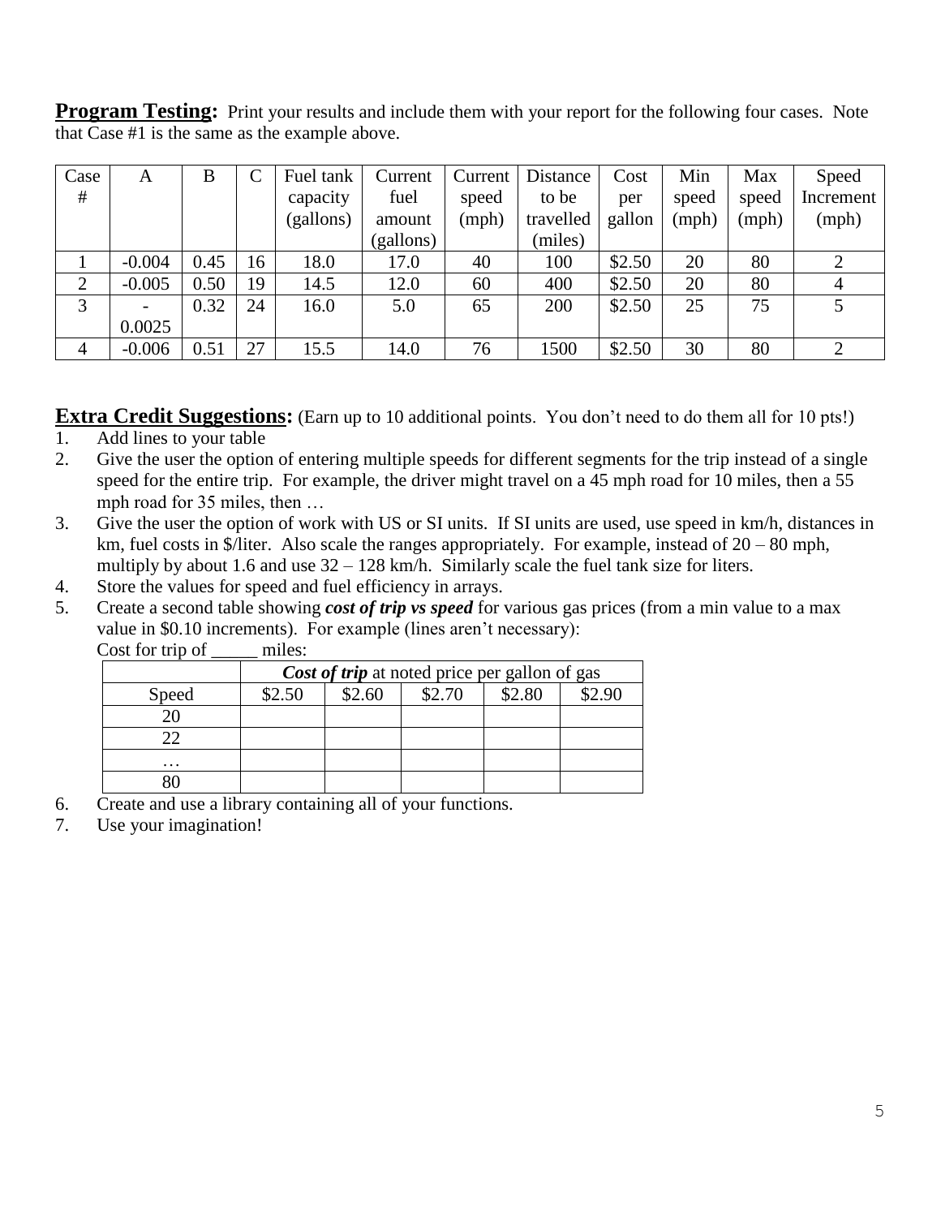**Program Testing:** Print your results and include them with your report for the following four cases. Note that Case #1 is the same as the example above.

| Case # | A | B | C | Fuel tank capacity (gallons) | Current fuel amount (gallons) | Current speed (mph) | Distance to be travelled (miles) | Cost per gallon | Min speed (mph) | Max speed (mph) | Speed Increment (mph) |
|---|---|---|---|---|---|---|---|---|---|---|---|
| 1 | -0.004 | 0.45 | 16 | 18.0 | 17.0 | 40 | 100 | $2.50 | 20 | 80 | 2 |
| 2 | -0.005 | 0.50 | 19 | 14.5 | 12.0 | 60 | 400 | $2.50 | 20 | 80 | 4 |
| 3 | -0.0025 | 0.32 | 24 | 16.0 | 5.0 | 65 | 200 | $2.50 | 25 | 75 | 5 |
| 4 | -0.006 | 0.51 | 27 | 15.5 | 14.0 | 76 | 1500 | $2.50 | 30 | 80 | 2 |

**Extra Credit Suggestions:** (Earn up to 10 additional points. You don't need to do them all for 10 pts!)

1. Add lines to your table
2. Give the user the option of entering multiple speeds for different segments for the trip instead of a single speed for the entire trip. For example, the driver might travel on a 45 mph road for 10 miles, then a 55 mph road for 35 miles, then …
3. Give the user the option of work with US or SI units. If SI units are used, use speed in km/h, distances in km, fuel costs in $/liter. Also scale the ranges appropriately. For example, instead of 20 – 80 mph, multiply by about 1.6 and use 32 – 128 km/h. Similarly scale the fuel tank size for liters.
4. Store the values for speed and fuel efficiency in arrays.
5. Create a second table showing ***cost of trip vs speed*** for various gas prices (from a min value to a max value in $0.10 increments). For example (lines aren't necessary):

   Cost for trip of _____ miles:

   | | ***Cost of trip*** at noted price per gallon of gas | | | | |
   |---|---|---|---|---|---|
   | Speed | $2.50 | $2.60 | $2.70 | $2.80 | $2.90 |
   | 20 | | | | | |
   | 22 | | | | | |
   | … | | | | | |
   | 80 | | | | | |

6. Create and use a library containing all of your functions.
7. Use your imagination!